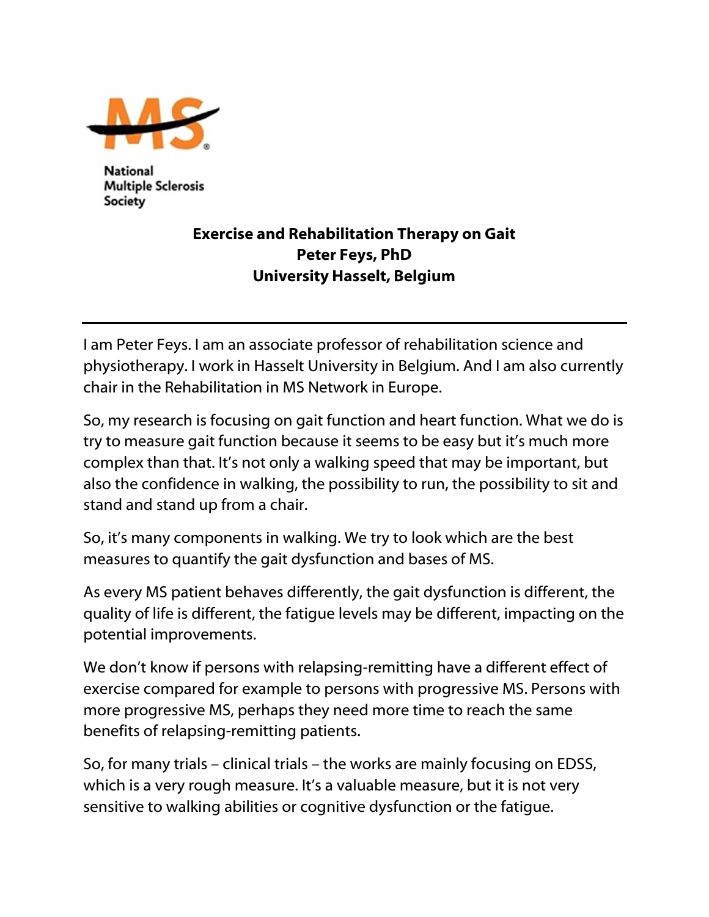National Multiple Sclerosis Society

**Exercise and Rehabilitation Therapy on Gait**
**Peter Feys, PhD**
**University Hasselt, Belgium**

---

I am Peter Feys. I am an associate professor of rehabilitation science and physiotherapy. I work in Hasselt University in Belgium. And I am also currently chair in the Rehabilitation in MS Network in Europe.

So, my research is focusing on gait function and heart function. What we do is try to measure gait function because it seems to be easy but it's much more complex than that. It's not only a walking speed that may be important, but also the confidence in walking, the possibility to run, the possibility to sit and stand and stand up from a chair.

So, it's many components in walking. We try to look which are the best measures to quantify the gait dysfunction and bases of MS.

As every MS patient behaves differently, the gait dysfunction is different, the quality of life is different, the fatigue levels may be different, impacting on the potential improvements.

We don't know if persons with relapsing-remitting have a different effect of exercise compared for example to persons with progressive MS. Persons with more progressive MS, perhaps they need more time to reach the same benefits of relapsing-remitting patients.

So, for many trials – clinical trials – the works are mainly focusing on EDSS, which is a very rough measure. It's a valuable measure, but it is not very sensitive to walking abilities or cognitive dysfunction or the fatigue.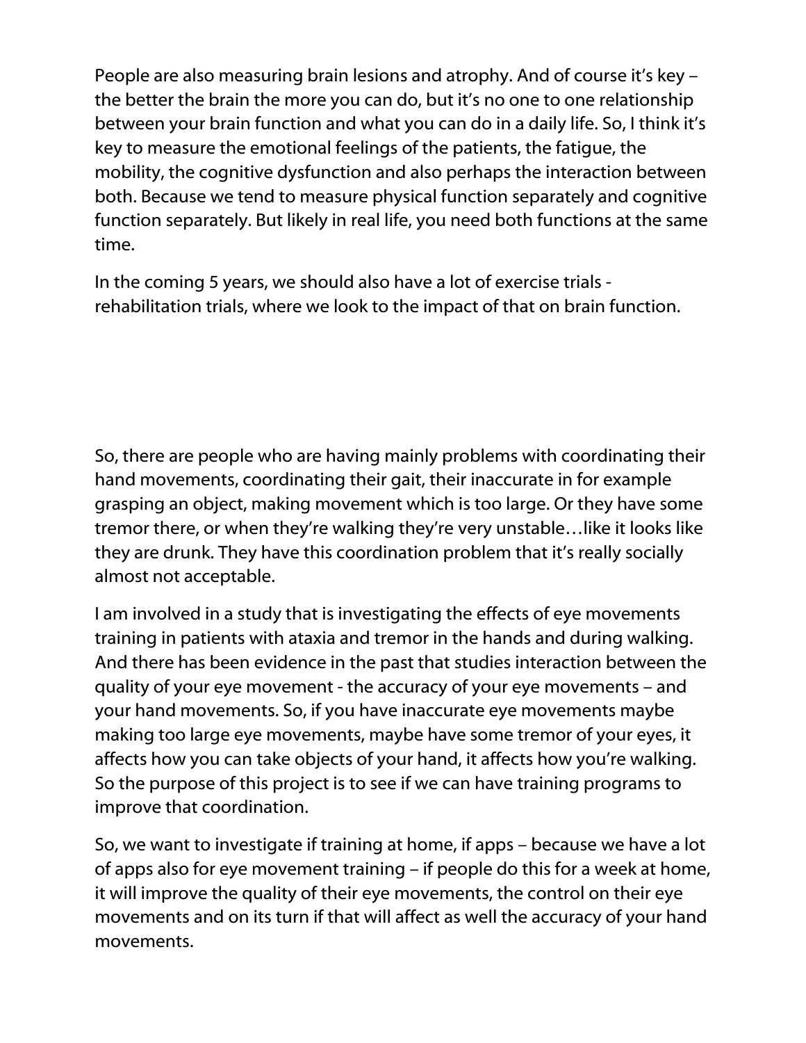People are also measuring brain lesions and atrophy. And of course it's key – the better the brain the more you can do, but it's no one to one relationship between your brain function and what you can do in a daily life. So, I think it's key to measure the emotional feelings of the patients, the fatigue, the mobility, the cognitive dysfunction and also perhaps the interaction between both. Because we tend to measure physical function separately and cognitive function separately. But likely in real life, you need both functions at the same time.

In the coming 5 years, we should also have a lot of exercise trials - rehabilitation trials, where we look to the impact of that on brain function.

So, there are people who are having mainly problems with coordinating their hand movements, coordinating their gait, their inaccurate in for example grasping an object, making movement which is too large. Or they have some tremor there, or when they're walking they're very unstable…like it looks like they are drunk. They have this coordination problem that it's really socially almost not acceptable.

I am involved in a study that is investigating the effects of eye movements training in patients with ataxia and tremor in the hands and during walking. And there has been evidence in the past that studies interaction between the quality of your eye movement - the accuracy of your eye movements – and your hand movements. So, if you have inaccurate eye movements maybe making too large eye movements, maybe have some tremor of your eyes, it affects how you can take objects of your hand, it affects how you're walking. So the purpose of this project is to see if we can have training programs to improve that coordination.

So, we want to investigate if training at home, if apps – because we have a lot of apps also for eye movement training – if people do this for a week at home, it will improve the quality of their eye movements, the control on their eye movements and on its turn if that will affect as well the accuracy of your hand movements.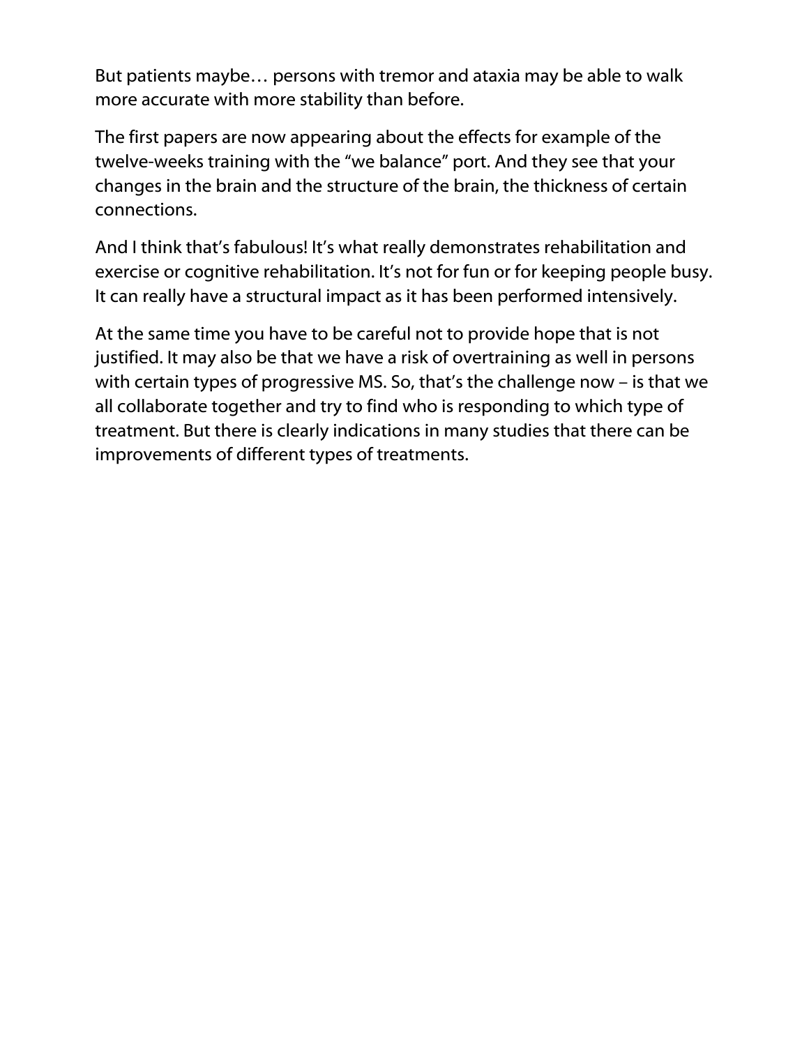But patients maybe… persons with tremor and ataxia may be able to walk more accurate with more stability than before.

The first papers are now appearing about the effects for example of the twelve-weeks training with the "we balance" port. And they see that your changes in the brain and the structure of the brain, the thickness of certain connections.

And I think that's fabulous! It's what really demonstrates rehabilitation and exercise or cognitive rehabilitation. It's not for fun or for keeping people busy. It can really have a structural impact as it has been performed intensively.

At the same time you have to be careful not to provide hope that is not justified. It may also be that we have a risk of overtraining as well in persons with certain types of progressive MS. So, that's the challenge now – is that we all collaborate together and try to find who is responding to which type of treatment. But there is clearly indications in many studies that there can be improvements of different types of treatments.